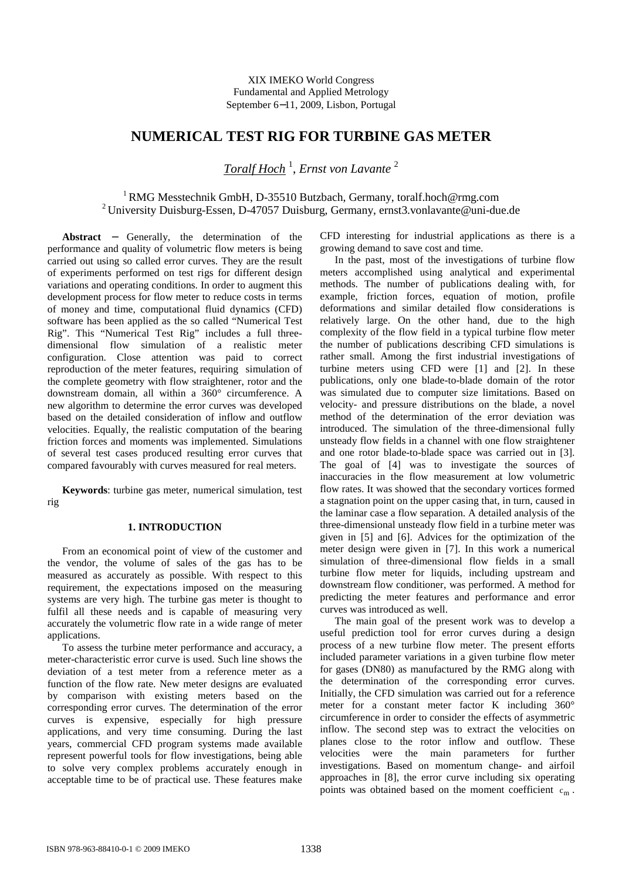XIX IMEKO World Congress
Fundamental and Applied Metrology
September 6−11, 2009, Lisbon, Portugal

# NUMERICAL TEST RIG FOR TURBINE GAS METER

*Toralf Hoch* [1], *Ernst von Lavante* [2]

[1] RMG Messtechnik GmbH, D-35510 Butzbach, Germany, toralf.hoch@rmg.com
[2] University Duisburg-Essen, D-47057 Duisburg, Germany, ernst3.vonlavante@uni-due.de

**Abstract** − Generally, the determination of the performance and quality of volumetric flow meters is being carried out using so called error curves. They are the result of experiments performed on test rigs for different design variations and operating conditions. In order to augment this development process for flow meter to reduce costs in terms of money and time, computational fluid dynamics (CFD) software has been applied as the so called "Numerical Test Rig". This "Numerical Test Rig" includes a full three-dimensional flow simulation of a realistic meter configuration. Close attention was paid to correct reproduction of the meter features, requiring simulation of the complete geometry with flow straightener, rotor and the downstream domain, all within a 360° circumference. A new algorithm to determine the error curves was developed based on the detailed consideration of inflow and outflow velocities. Equally, the realistic computation of the bearing friction forces and moments was implemented. Simulations of several test cases produced resulting error curves that compared favourably with curves measured for real meters.

**Keywords**: turbine gas meter, numerical simulation, test rig

## 1. INTRODUCTION

From an economical point of view of the customer and the vendor, the volume of sales of the gas has to be measured as accurately as possible. With respect to this requirement, the expectations imposed on the measuring systems are very high. The turbine gas meter is thought to fulfil all these needs and is capable of measuring very accurately the volumetric flow rate in a wide range of meter applications.

To assess the turbine meter performance and accuracy, a meter-characteristic error curve is used. Such line shows the deviation of a test meter from a reference meter as a function of the flow rate. New meter designs are evaluated by comparison with existing meters based on the corresponding error curves. The determination of the error curves is expensive, especially for high pressure applications, and very time consuming. During the last years, commercial CFD program systems made available represent powerful tools for flow investigations, being able to solve very complex problems accurately enough in acceptable time to be of practical use. These features make CFD interesting for industrial applications as there is a growing demand to save cost and time.

In the past, most of the investigations of turbine flow meters accomplished using analytical and experimental methods. The number of publications dealing with, for example, friction forces, equation of motion, profile deformations and similar detailed flow considerations is relatively large. On the other hand, due to the high complexity of the flow field in a typical turbine flow meter the number of publications describing CFD simulations is rather small. Among the first industrial investigations of turbine meters using CFD were [1] and [2]. In these publications, only one blade-to-blade domain of the rotor was simulated due to computer size limitations. Based on velocity- and pressure distributions on the blade, a novel method of the determination of the error deviation was introduced. The simulation of the three-dimensional fully unsteady flow fields in a channel with one flow straightener and one rotor blade-to-blade space was carried out in [3]. The goal of [4] was to investigate the sources of inaccuracies in the flow measurement at low volumetric flow rates. It was showed that the secondary vortices formed a stagnation point on the upper casing that, in turn, caused in the laminar case a flow separation. A detailed analysis of the three-dimensional unsteady flow field in a turbine meter was given in [5] and [6]. Advices for the optimization of the meter design were given in [7]. In this work a numerical simulation of three-dimensional flow fields in a small turbine flow meter for liquids, including upstream and downstream flow conditioner, was performed. A method for predicting the meter features and performance and error curves was introduced as well.

The main goal of the present work was to develop a useful prediction tool for error curves during a design process of a new turbine flow meter. The present efforts included parameter variations in a given turbine flow meter for gases (DN80) as manufactured by the RMG along with the determination of the corresponding error curves. Initially, the CFD simulation was carried out for a reference meter for a constant meter factor K including 360° circumference in order to consider the effects of asymmetric inflow. The second step was to extract the velocities on planes close to the rotor inflow and outflow. These velocities were the main parameters for further investigations. Based on momentum change- and airfoil approaches in [8], the error curve including six operating points was obtained based on the moment coefficient $c_m$.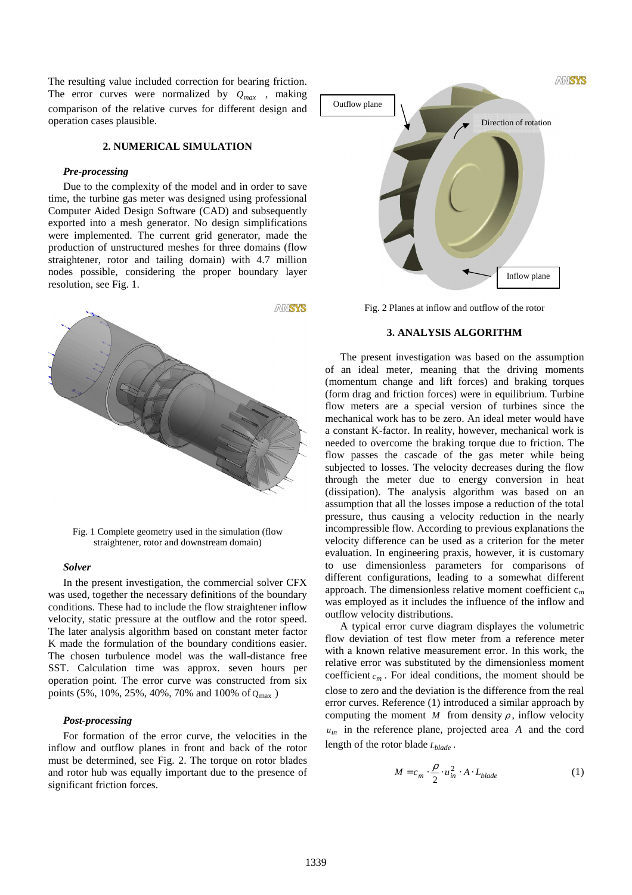The resulting value included correction for bearing friction. The error curves were normalized by $Q_{max}$ , making comparison of the relative curves for different design and operation cases plausible.

## 2. NUMERICAL SIMULATION

### *Pre-processing*

Due to the complexity of the model and in order to save time, the turbine gas meter was designed using professional Computer Aided Design Software (CAD) and subsequently exported into a mesh generator. No design simplifications were implemented. The current grid generator, made the production of unstructured meshes for three domains (flow straightener, rotor and tailing domain) with 4.7 million nodes possible, considering the proper boundary layer resolution, see Fig. 1.

Fig. 1 Complete geometry used in the simulation (flow straightener, rotor and downstream domain)

### *Solver*

In the present investigation, the commercial solver CFX was used, together the necessary definitions of the boundary conditions. These had to include the flow straightener inflow velocity, static pressure at the outflow and the rotor speed. The later analysis algorithm based on constant meter factor K made the formulation of the boundary conditions easier. The chosen turbulence model was the wall-distance free SST. Calculation time was approx. seven hours per operation point. The error curve was constructed from six points (5%, 10%, 25%, 40%, 70% and 100% of $Q_{max}$ )

### *Post-processing*

For formation of the error curve, the velocities in the inflow and outflow planes in front and back of the rotor must be determined, see Fig. 2. The torque on rotor blades and rotor hub was equally important due to the presence of significant friction forces.

Fig. 2 Planes at inflow and outflow of the rotor

## 3. ANALYSIS ALGORITHM

The present investigation was based on the assumption of an ideal meter, meaning that the driving moments (momentum change and lift forces) and braking torques (form drag and friction forces) were in equilibrium. Turbine flow meters are a special version of turbines since the mechanical work has to be zero. An ideal meter would have a constant K-factor. In reality, however, mechanical work is needed to overcome the braking torque due to friction. The flow passes the cascade of the gas meter while being subjected to losses. The velocity decreases during the flow through the meter due to energy conversion in heat (dissipation). The analysis algorithm was based on an assumption that all the losses impose a reduction of the total pressure, thus causing a velocity reduction in the nearly incompressible flow. According to previous explanations the velocity difference can be used as a criterion for the meter evaluation. In engineering praxis, however, it is customary to use dimensionless parameters for comparisons of different configurations, leading to a somewhat different approach. The dimensionless relative moment coefficient $c_m$ was employed as it includes the influence of the inflow and outflow velocity distributions.

A typical error curve diagram displays the volumetric flow deviation of test flow meter from a reference meter with a known relative measurement error. In this work, the relative error was substituted by the dimensionless moment coefficient $c_m$. For ideal conditions, the moment should be close to zero and the deviation is the difference from the real error curves. Reference (1) introduced a similar approach by computing the moment $M$ from density $\rho$, inflow velocity $u_{in}$ in the reference plane, projected area $A$ and the cord length of the rotor blade $L_{blade}$.

$$M = c_m \cdot \frac{\rho}{2} \cdot u_{in}^2 \cdot A \cdot L_{blade} \tag{1}$$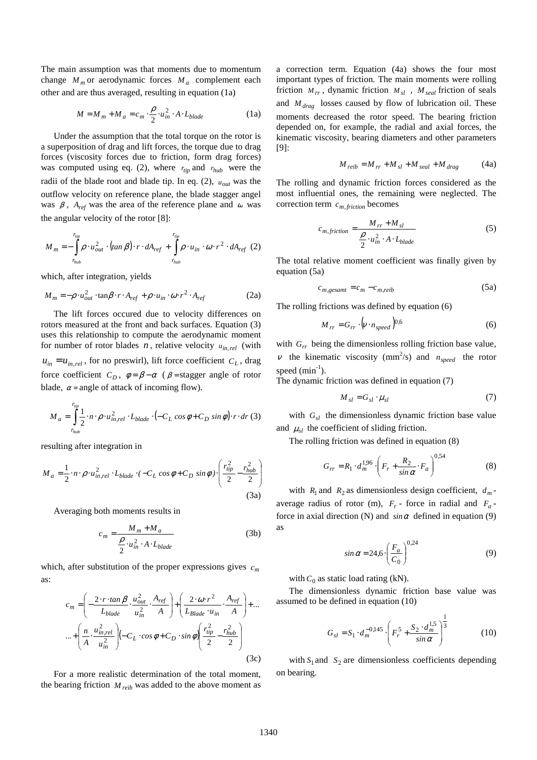The main assumption was that moments due to momentum change $M_m$ or aerodynamic forces $M_a$ complement each other and are thus averaged, resulting in equation (1a)

$$M = M_m + M_a = c_m \cdot \frac{\rho}{2} \cdot u_{in}^2 \cdot A \cdot L_{blade} \quad (1a)$$

Under the assumption that the total torque on the rotor is a superposition of drag and lift forces, the torque due to drag forces (viscosity forces due to friction, form drag forces) was computed using eq. (2), where $r_{tip}$ and $r_{hub}$ were the radii of the blade root and blade tip. In eq. (2), $u_{out}$ was the outflow velocity on reference plane, the blade stagger angel was $\beta$, $A_{ref}$ was the area of the reference plane and $\omega$ was the angular velocity of the rotor [8]:

$$M_m = -\int_{r_{hub}}^{r_{tip}} \rho \cdot u_{out}^2 \cdot (\tan\beta) \cdot r \cdot dA_{ref} + \int_{r_{hub}}^{r_{tip}} \rho \cdot u_{in} \cdot \omega \cdot r^2 \cdot dA_{ref} \quad (2)$$

which, after integration, yields

$$M_m = -\rho \cdot u_{out}^2 \cdot \tan\beta \cdot r \cdot A_{ref} + \rho \cdot u_{in} \cdot \omega \cdot r^2 \cdot A_{ref} \quad (2a)$$

The lift forces occured due to velocity differences on rotors measured at the front and back surfaces. Equation (3) uses this relationship to compute the aerodynamic moment for number of rotor blades $n$, relative velocity $u_{in,rel}$ (with $u_{in} = u_{in,rel}$, for no preswirl), lift force coefficient $C_L$, drag force coefficient $C_D$, $\phi = \beta - \alpha$ ($\beta$ = stagger angle of rotor blade, $\alpha$ = angle of attack of incoming flow).

$$M_a = \int_{r_{hub}}^{r_{tip}} \frac{1}{2} \cdot n \cdot \rho \cdot u_{in,rel}^2 \cdot L_{blade} \cdot (-C_L \cos\phi + C_D \sin\phi) \cdot r \cdot dr \quad (3)$$

resulting after integration in

$$M_a = \frac{1}{2} \cdot n \cdot \rho \cdot u_{in,rel}^2 \cdot L_{blade} \cdot (-C_L \cos\phi + C_D \sin\phi) \cdot \left( \frac{r_{tip}^2}{2} - \frac{r_{hub}^2}{2} \right) \quad (3a)$$

Averaging both moments results in

$$c_m = \frac{M_m + M_a}{\frac{\rho}{2} \cdot u_{in}^2 \cdot A \cdot L_{blade}} \quad (3b)$$

which, after substitution of the proper expressions gives $c_m$ as:

$$c_m = \left( -\frac{2 \cdot r \cdot \tan\beta}{L_{blade}} \cdot \frac{u_{out}^2}{u_{in}^2} \cdot \frac{A_{ref}}{A} \right) + \left( \frac{2 \cdot \omega \cdot r^2}{L_{Blade} \cdot u_{in}} \cdot \frac{A_{ref}}{A} \right) + \ldots$$
$$\ldots + \left( \frac{n}{A} \cdot \frac{u_{in,rel}^2}{u_{in}^2} \right) (-C_L \cdot \cos\phi + C_D \cdot \sin\phi) \left( \frac{r_{tip}^2}{2} - \frac{r_{hub}^2}{2} \right) \quad (3c)$$

For a more realistic determination of the total moment, the bearing friction $M_{reib}$ was added to the above moment as a correction term. Equation (4a) shows the four most important types of friction. The main moments were rolling friction $M_{rr}$, dynamic friction $M_{sl}$, $M_{seal}$ friction of seals and $M_{drag}$ losses caused by flow of lubrication oil. These moments decreased the rotor speed. The bearing friction depended on, for example, the radial and axial forces, the kinematic viscosity, bearing diameters and other parameters [9]:

$$M_{reib} = M_{rr} + M_{sl} + M_{seal} + M_{drag} \quad (4a)$$

The rolling and dynamic friction forces considered as the most influential ones, the remaining were neglected. The correction term $c_{m,friction}$ becomes

$$c_{m,friction} = \frac{M_{rr} + M_{sl}}{\frac{\rho}{2} \cdot u_{in}^2 \cdot A \cdot L_{blade}} \quad (5)$$

The total relative moment coefficient was finally given by equation (5a)

$$c_{m,gesamt} = c_m - c_{m,reib} \quad (5a)$$

The rolling frictions was defined by equation (6)

$$M_{rr} = G_{rr} \cdot (\nu \cdot n_{speed})^{0,6} \quad (6)$$

with $G_{rr}$ being the dimensionless rolling friction base value, $\nu$ the kinematic viscosity (mm²/s) and $n_{speed}$ the rotor speed (min⁻¹).
The dynamic friction was defined in equation (7)

$$M_{sl} = G_{sl} \cdot \mu_{sl} \quad (7)$$

with $G_{sl}$ the dimensionless dynamic friction base value and $\mu_{sl}$ the coefficient of sliding friction.

The rolling friction was defined in equation (8)

$$G_{rr} = R_1 \cdot d_m^{1,96} \cdot \left( F_r + \frac{R_2}{\sin\alpha} \cdot F_a \right)^{0,54} \quad (8)$$

with $R_1$ and $R_2$ as dimensionless design coefficient, $d_m$ - average radius of rotor (m), $F_r$ - force in radial and $F_a$ - force in axial direction (N) and $\sin\alpha$ defined in equation (9) as

$$\sin\alpha = 24{,}6 \cdot \left( \frac{F_a}{C_0} \right)^{0,24} \quad (9)$$

with $C_0$ as static load rating (kN).

The dimensionless dynamic friction base value was assumed to be defined in equation (10)

$$G_{sl} = S_1 \cdot d_m^{-0,145} \cdot \left( F_r^5 + \frac{S_2 \cdot d_m^{1,5}}{\sin\alpha} \right)^{\frac{1}{3}} \quad (10)$$

with $S_1$ and $S_2$ are dimensionless coefficients depending on bearing.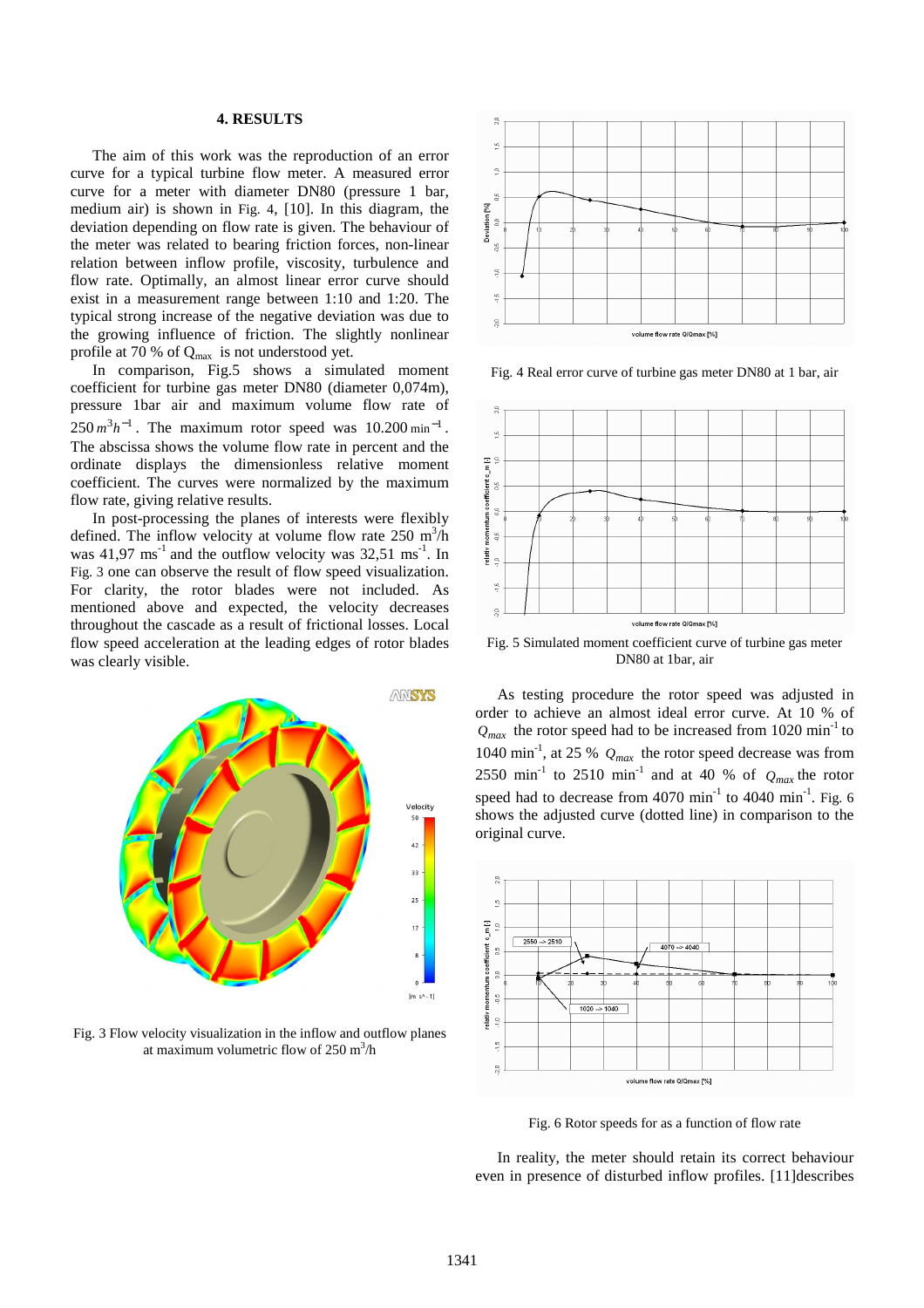## 4. RESULTS

The aim of this work was the reproduction of an error curve for a typical turbine flow meter. A measured error curve for a meter with diameter DN80 (pressure 1 bar, medium air) is shown in Fig. 4, [10]. In this diagram, the deviation depending on flow rate is given. The behaviour of the meter was related to bearing friction forces, non-linear relation between inflow profile, viscosity, turbulence and flow rate. Optimally, an almost linear error curve should exist in a measurement range between 1:10 and 1:20. The typical strong increase of the negative deviation was due to the growing influence of friction. The slightly nonlinear profile at 70 % of $Q_{max}$ is not understood yet.

In comparison, Fig.5 shows a simulated moment coefficient for turbine gas meter DN80 (diameter 0,074m), pressure 1bar air and maximum volume flow rate of $250\,m^3h^{-1}$. The maximum rotor speed was $10.200\,\text{min}^{-1}$. The abscissa shows the volume flow rate in percent and the ordinate displays the dimensionless relative moment coefficient. The curves were normalized by the maximum flow rate, giving relative results.

In post-processing the planes of interests were flexibly defined. The inflow velocity at volume flow rate 250 $m^3/h$ was 41,97 $ms^{-1}$ and the outflow velocity was 32,51 $ms^{-1}$. In Fig. 3 one can observe the result of flow speed visualization. For clarity, the rotor blades were not included. As mentioned above and expected, the velocity decreases throughout the cascade as a result of frictional losses. Local flow speed acceleration at the leading edges of rotor blades was clearly visible.

Fig. 3 Flow velocity visualization in the inflow and outflow planes at maximum volumetric flow of 250 $m^3/h$

Fig. 4 Real error curve of turbine gas meter DN80 at 1 bar, air

Fig. 5 Simulated moment coefficient curve of turbine gas meter DN80 at 1bar, air

As testing procedure the rotor speed was adjusted in order to achieve an almost ideal error curve. At 10 % of $Q_{max}$ the rotor speed had to be increased from 1020 $\text{min}^{-1}$ to 1040 $\text{min}^{-1}$, at 25 % $Q_{max}$ the rotor speed decrease was from 2550 $\text{min}^{-1}$ to 2510 $\text{min}^{-1}$ and at 40 % of $Q_{max}$ the rotor speed had to decrease from 4070 $\text{min}^{-1}$ to 4040 $\text{min}^{-1}$. Fig. 6 shows the adjusted curve (dotted line) in comparison to the original curve.

Fig. 6 Rotor speeds for as a function of flow rate

In reality, the meter should retain its correct behaviour even in presence of disturbed inflow profiles. [11]describes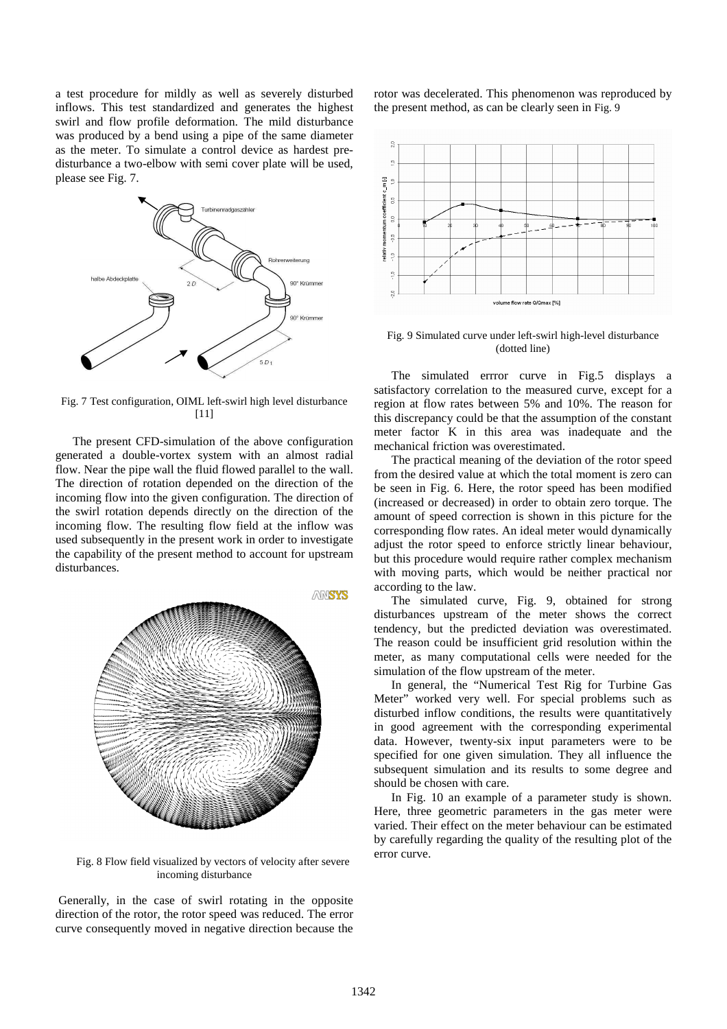a test procedure for mildly as well as severely disturbed inflows. This test standardized and generates the highest swirl and flow profile deformation. The mild disturbance was produced by a bend using a pipe of the same diameter as the meter. To simulate a control device as hardest pre-disturbance a two-elbow with semi cover plate will be used, please see Fig. 7.

Fig. 7 Test configuration, OIML left-swirl high level disturbance [11]

The present CFD-simulation of the above configuration generated a double-vortex system with an almost radial flow. Near the pipe wall the fluid flowed parallel to the wall. The direction of rotation depended on the direction of the incoming flow into the given configuration. The direction of the swirl rotation depends directly on the direction of the incoming flow. The resulting flow field at the inflow was used subsequently in the present work in order to investigate the capability of the present method to account for upstream disturbances.

Fig. 8 Flow field visualized by vectors of velocity after severe incoming disturbance

Generally, in the case of swirl rotating in the opposite direction of the rotor, the rotor speed was reduced. The error curve consequently moved in negative direction because the rotor was decelerated. This phenomenon was reproduced by the present method, as can be clearly seen in Fig. 9

Fig. 9 Simulated curve under left-swirl high-level disturbance (dotted line)

The simulated errror curve in Fig.5 displays a satisfactory correlation to the measured curve, except for a region at flow rates between 5% and 10%. The reason for this discrepancy could be that the assumption of the constant meter factor K in this area was inadequate and the mechanical friction was overestimated.

The practical meaning of the deviation of the rotor speed from the desired value at which the total moment is zero can be seen in Fig. 6. Here, the rotor speed has been modified (increased or decreased) in order to obtain zero torque. The amount of speed correction is shown in this picture for the corresponding flow rates. An ideal meter would dynamically adjust the rotor speed to enforce strictly linear behaviour, but this procedure would require rather complex mechanism with moving parts, which would be neither practical nor according to the law.

The simulated curve, Fig. 9, obtained for strong disturbances upstream of the meter shows the correct tendency, but the predicted deviation was overestimated. The reason could be insufficient grid resolution within the meter, as many computational cells were needed for the simulation of the flow upstream of the meter.

In general, the "Numerical Test Rig for Turbine Gas Meter" worked very well. For special problems such as disturbed inflow conditions, the results were quantitatively in good agreement with the corresponding experimental data. However, twenty-six input parameters were to be specified for one given simulation. They all influence the subsequent simulation and its results to some degree and should be chosen with care.

In Fig. 10 an example of a parameter study is shown. Here, three geometric parameters in the gas meter were varied. Their effect on the meter behaviour can be estimated by carefully regarding the quality of the resulting plot of the error curve.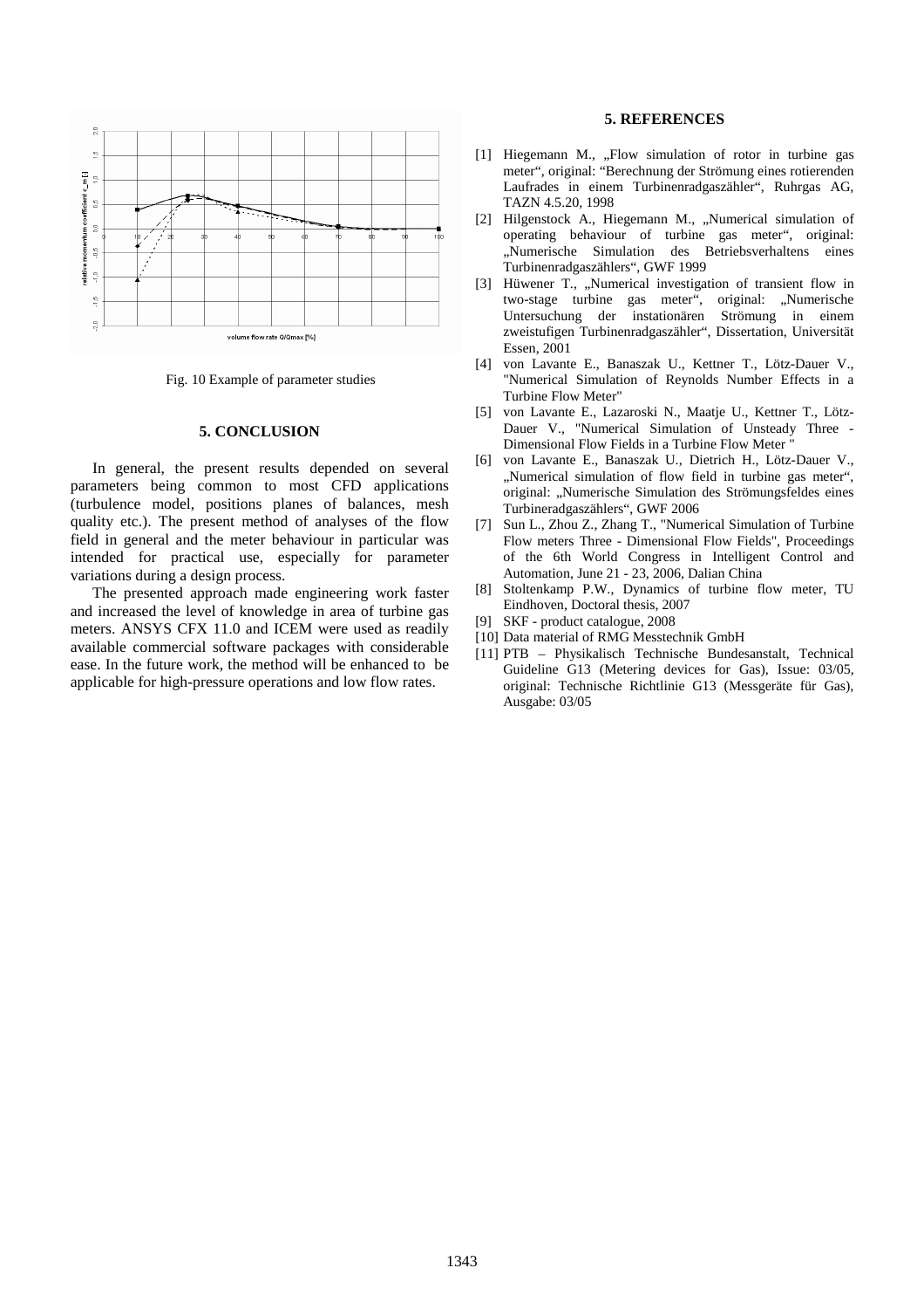relative momentum coefficient c_m [-]

2.0
1.5
1.0
0.5
0.0
-0.5
-1.0
-1.5
-2.0

0 10 20 30 40 50 60 70 80 90 100

volume flow rate Q/Qmax [%]

Fig. 10 Example of parameter studies

## 5. CONCLUSION

In general, the present results depended on several parameters being common to most CFD applications (turbulence model, positions planes of balances, mesh quality etc.). The present method of analyses of the flow field in general and the meter behaviour in particular was intended for practical use, especially for parameter variations during a design process.

The presented approach made engineering work faster and increased the level of knowledge in area of turbine gas meters. ANSYS CFX 11.0 and ICEM were used as readily available commercial software packages with considerable ease. In the future work, the method will be enhanced to be applicable for high-pressure operations and low flow rates.

## 5. REFERENCES

[1] Hiegemann M., „Flow simulation of rotor in turbine gas meter“, original: “Berechnung der Strömung eines rotierenden Laufrades in einem Turbinenradgaszähler“, Ruhrgas AG, TAZN 4.5.20, 1998

[2] Hilgenstock A., Hiegemann M., „Numerical simulation of operating behaviour of turbine gas meter“, original: „Numerische Simulation des Betriebsverhaltens eines Turbinenradgaszählers“, GWF 1999

[3] Hüwener T., „Numerical investigation of transient flow in two-stage turbine gas meter“, original: „Numerische Untersuchung der instationären Strömung in einem zweistufigen Turbinenradgaszähler“, Dissertation, Universität Essen, 2001

[4] von Lavante E., Banaszak U., Kettner T., Lötz-Dauer V., "Numerical Simulation of Reynolds Number Effects in a Turbine Flow Meter"

[5] von Lavante E., Lazaroski N., Maatje U., Kettner T., Lötz-Dauer V., "Numerical Simulation of Unsteady Three - Dimensional Flow Fields in a Turbine Flow Meter "

[6] von Lavante E., Banaszak U., Dietrich H., Lötz-Dauer V., „Numerical simulation of flow field in turbine gas meter“, original: „Numerische Simulation des Strömungsfeldes eines Turbineradgaszählers“, GWF 2006

[7] Sun L., Zhou Z., Zhang T., "Numerical Simulation of Turbine Flow meters Three - Dimensional Flow Fields", Proceedings of the 6th World Congress in Intelligent Control and Automation, June 21 - 23, 2006, Dalian China

[8] Stoltenkamp P.W., Dynamics of turbine flow meter, TU Eindhoven, Doctoral thesis, 2007

[9] SKF - product catalogue, 2008

[10] Data material of RMG Messtechnik GmbH

[11] PTB – Physikalisch Technische Bundesanstalt, Technical Guideline G13 (Metering devices for Gas), Issue: 03/05, original: Technische Richtlinie G13 (Messgeräte für Gas), Ausgabe: 03/05